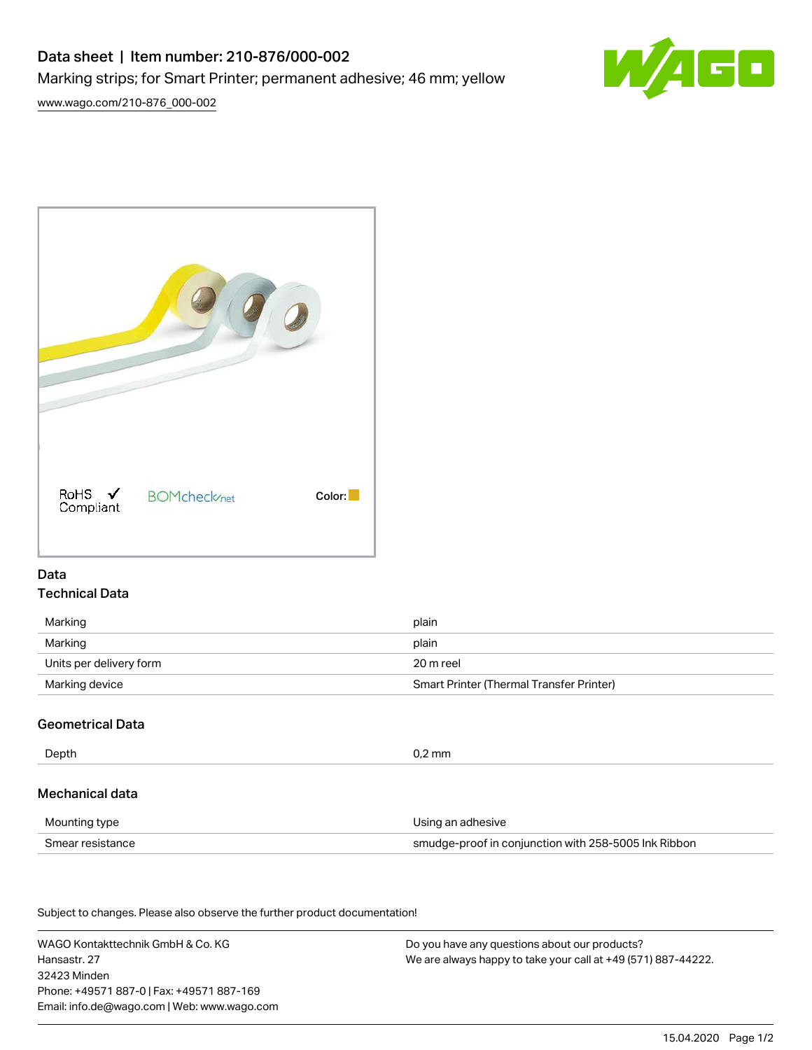# Data sheet | Item number: 210-876/000-002

Marking strips; for Smart Printer; permanent adhesive; 46 mm; yellow

www.wago.com/210-876_000-002

RoHS Compliant ✓ BOMcheck.net Color:

## Data

### Technical Data

| | |
|---|---|
| Marking | plain |
| Marking | plain |
| Units per delivery form | 20 m reel |
| Marking device | Smart Printer (Thermal Transfer Printer) |

### Geometrical Data

| | |
|---|---|
| Depth | 0,2 mm |

### Mechanical data

| | |
|---|---|
| Mounting type | Using an adhesive |
| Smear resistance | smudge-proof in conjunction with 258-5005 Ink Ribbon |

Subject to changes. Please also observe the further product documentation!

WAGO Kontakttechnik GmbH & Co. KG
Hansastr. 27
32423 Minden
Phone: +49571 887-0 | Fax: +49571 887-169
Email: info.de@wago.com | Web: www.wago.com

Do you have any questions about our products?
We are always happy to take your call at +49 (571) 887-44222.

15.04.2020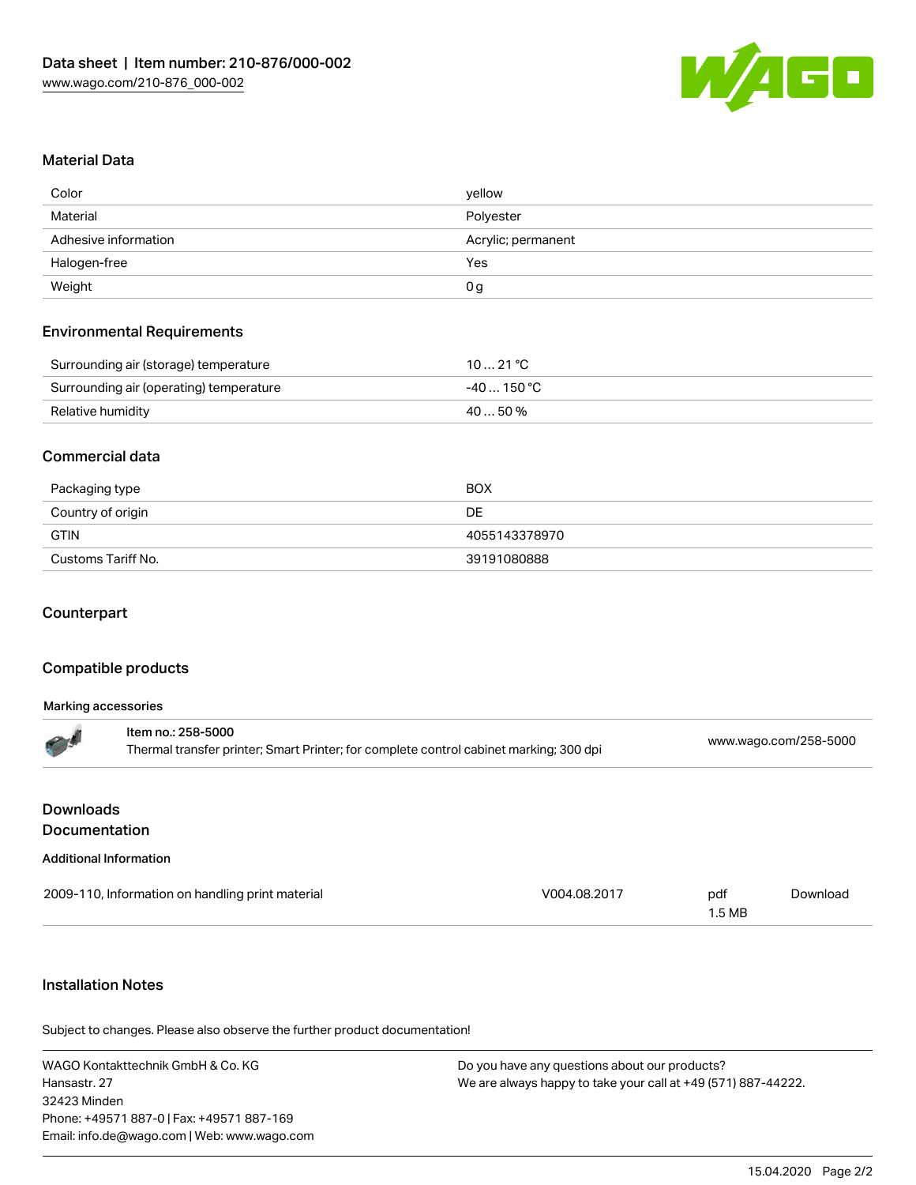Data sheet | Item number: 210-876/000-002
www.wago.com/210-876_000-002

## Material Data

| | |
|---|---|
| Color | yellow |
| Material | Polyester |
| Adhesive information | Acrylic; permanent |
| Halogen-free | Yes |
| Weight | 0 g |

## Environmental Requirements

| | |
|---|---|
| Surrounding air (storage) temperature | 10 … 21 °C |
| Surrounding air (operating) temperature | -40 … 150 °C |
| Relative humidity | 40 … 50 % |

## Commercial data

| | |
|---|---|
| Packaging type | BOX |
| Country of origin | DE |
| GTIN | 4055143378970 |
| Customs Tariff No. | 39191080888 |

## Counterpart

## Compatible products

### Marking accessories

| | |
|---|---|
| **Item no.: 258-5000**<br>Thermal transfer printer; Smart Printer; for complete control cabinet marking; 300 dpi | www.wago.com/258-5000 |

## Downloads
## Documentation

### Additional Information

| | | | |
|---|---|---|---|
| 2009-110, Information on handling print material | V004.08.2017 | pdf<br>1.5 MB | Download |

## Installation Notes

Subject to changes. Please also observe the further product documentation!

WAGO Kontakttechnik GmbH & Co. KG
Hansastr. 27
32423 Minden
Phone: +49571 887-0 | Fax: +49571 887-169
Email: info.de@wago.com | Web: www.wago.com

Do you have any questions about our products?
We are always happy to take your call at +49 (571) 887-44222.

15.04.2020